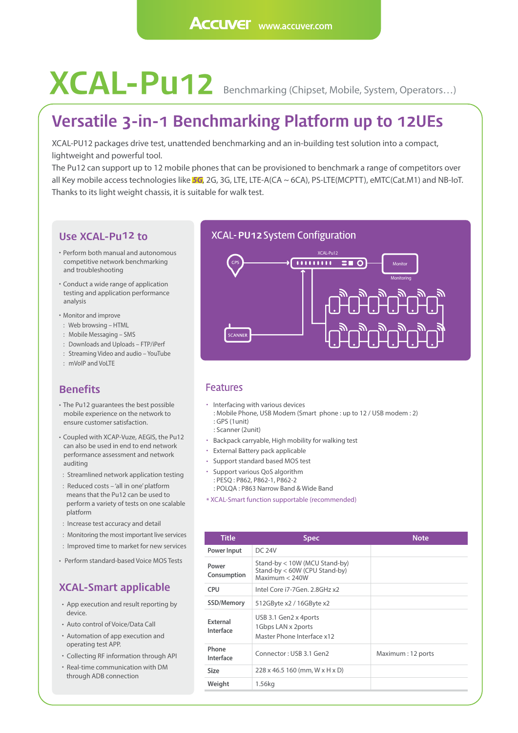# XCAL-Pu12

Benchmarking (Chipset, Mobile, System, Operators…)

## Versatile 3-in-1 Benchmarking Platform up to 12UEs

XCAL-PU12 packages drive test, unattended benchmarking and an in-building test solution into a compact, lightweight and powerful tool.
The Pu12 can support up to 12 mobile phones that can be provisioned to benchmark a range of competitors over all Key mobile access technologies like 5G, 2G, 3G, LTE, LTE-A(CA ~ 6CA), PS-LTE(MCPTT), eMTC(Cat.M1) and NB-IoT. Thanks to its light weight chassis, it is suitable for walk test.

### Use XCAL-Pu12 to

- Perform both manual and autonomous competitive network benchmarking and troubleshooting
- Conduct a wide range of application testing and application performance analysis
- Monitor and improve
  - : Web browsing – HTML
  - : Mobile Messaging – SMS
  - : Downloads and Uploads – FTP/iPerf
  - : Streaming Video and audio – YouTube
  - : mVoIP and VoLTE

### Benefits

- The Pu12 guarantees the best possible mobile experience on the network to ensure customer satisfaction.
- Coupled with XCAP-Vuze, AEGIS, the Pu12 can also be used in end to end network performance assessment and network auditing
  - : Streamlined network application testing
  - : Reduced costs – 'all in one' platform means that the Pu12 can be used to perform a variety of tests on one scalable platform
  - : Increase test accuracy and detail
  - : Monitoring the most important live services
  - : Improved time to market for new services
- Perform standard-based Voice MOS Tests

### XCAL-Smart applicable

- App execution and result reporting by device.
- Auto control of Voice/Data Call
- Automation of app execution and operating test APP.
- Collecting RF information through API
- Real-time communication with DM through ADB connection

### XCAL- PU12 System Configuration

GPS · XCAL-Pu12 · Monitor · Monitoring · SCANNER

### Features

- Interfacing with various devices
  : Mobile Phone, USB Modem (Smart phone : up to 12 / USB modem : 2)
  : GPS (1unit)
  : Scanner (2unit)
- Backpack carryable, High mobility for walking test
- External Battery pack applicable
- Support standard based MOS test
- Support various QoS algorithm
  : PESQ : P862, P862-1, P862-2
  : POLQA : P863 Narrow Band & Wide Band

* XCAL-Smart function supportable (recommended)

| Title | Spec | Note |
|---|---|---|
| Power Input | DC 24V | |
| Power Consumption | Stand-by < 10W (MCU Stand-by)<br>Stand-by < 60W (CPU Stand-by)<br>Maximum < 240W | |
| CPU | Intel Core i7-7Gen. 2.8GHz x2 | |
| SSD/Memory | 512GByte x2 / 16GByte x2 | |
| External Interface | USB 3.1 Gen2 x 4ports<br>1Gbps LAN x 2ports<br>Master Phone Interface x12 | |
| Phone Interface | Connector : USB 3.1 Gen2 | Maximum : 12 ports |
| Size | 228 x 46.5 160 (mm, W x H x D) | |
| Weight | 1.56kg | |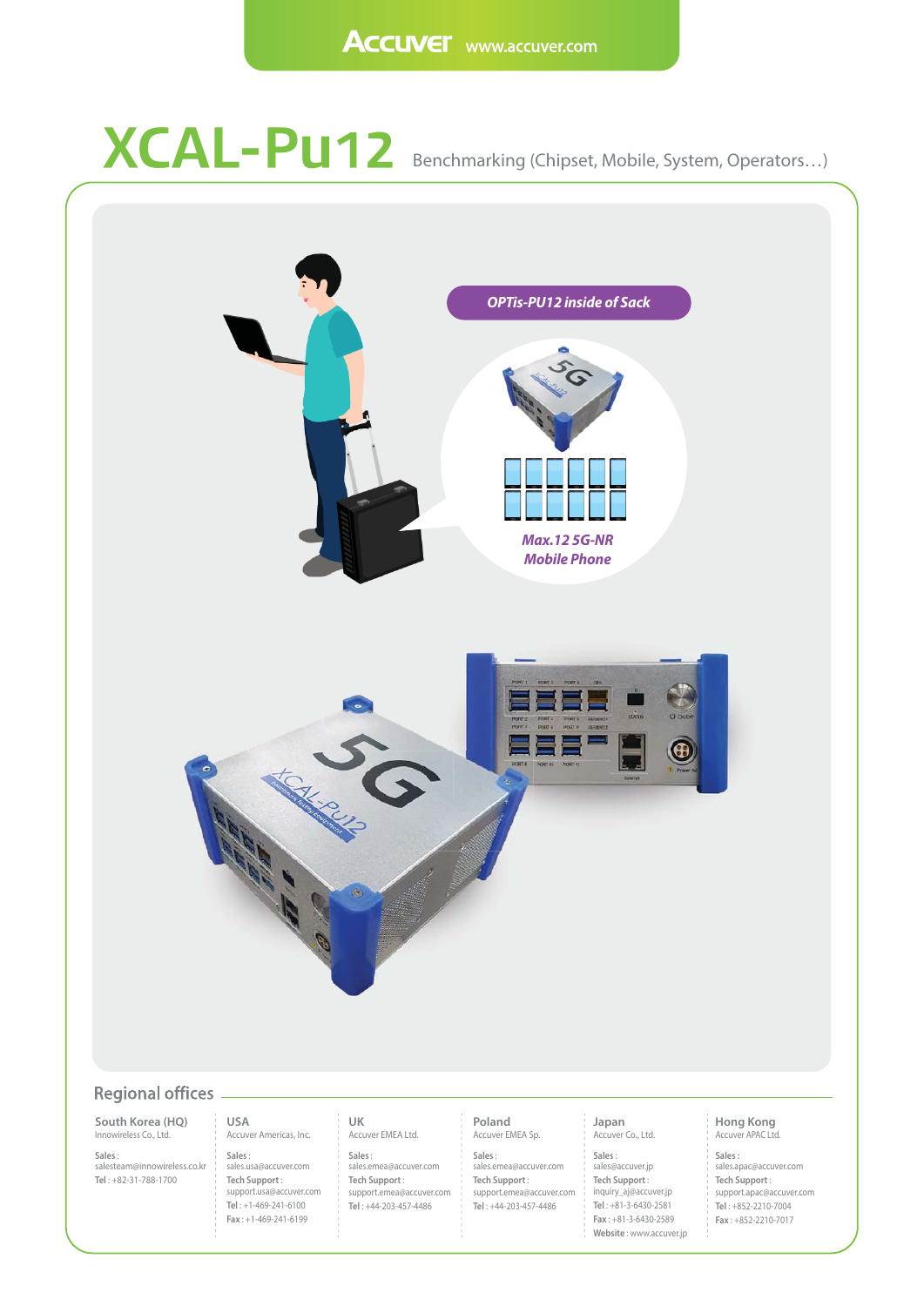Accuver www.accuver.com

# XCAL-Pu12

Benchmarking (Chipset, Mobile, System, Operators…)

OPTis-PU12 inside of Sack

Max.12 5G-NR Mobile Phone

## Regional offices

**South Korea (HQ)**
Innowireless Co., Ltd.

Sales : salesteam@innowireless.co.kr
Tel : +82-31-788-1700

**USA**
Accuver Americas, Inc.

Sales : sales.usa@accuver.com
Tech Support : support.usa@accuver.com
Tel : +1-469-241-6100
Fax : +1-469-241-6199

**UK**
Accuver EMEA Ltd.

Sales : sales.emea@accuver.com
Tech Support : support.emea@accuver.com
Tel : +44-203-457-4486

**Poland**
Accuver EMEA Sp.

Sales : sales.emea@accuver.com
Tech Support : support.emea@accuver.com
Tel : +44-203-457-4486

**Japan**
Accuver Co., Ltd.

Sales : sales@accuver.jp
Tech Support : inquiry_aj@accuver.jp
Tel : +81-3-6430-2581
Fax : +81-3-6430-2589
Website : www.accuver.jp

**Hong Kong**
Accuver APAC Ltd.

Sales : sales.apac@accuver.com
Tech Support : support.apac@accuver.com
Tel : +852-2210-7004
Fax : +852-2210-7017